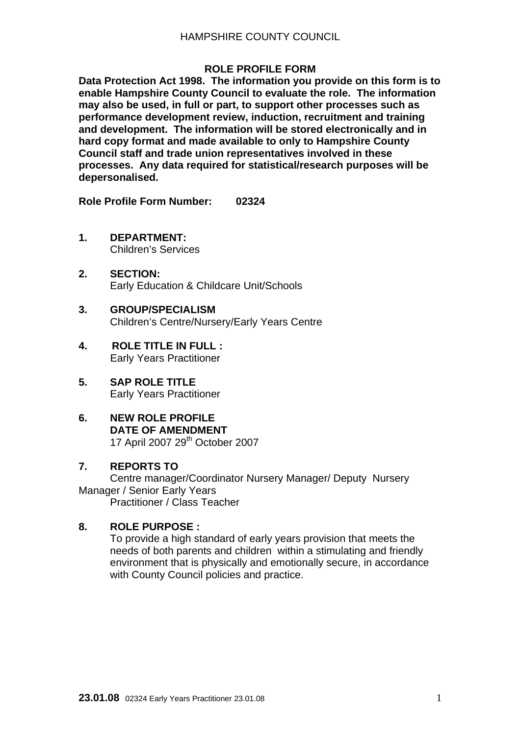HAMPSHIRE COUNTY COUNCIL

## ROLE PROFILE FORM

**Data Protection Act 1998. The information you provide on this form is to enable Hampshire County Council to evaluate the role. The information may also be used, in full or part, to support other processes such as performance development review, induction, recruitment and training and development. The information will be stored electronically and in hard copy format and made available to only to Hampshire County Council staff and trade union representatives involved in these processes. Any data required for statistical/research purposes will be depersonalised.**

**Role Profile Form Number: 02324**

**1. DEPARTMENT:**
Children's Services

**2. SECTION:**
Early Education & Childcare Unit/Schools

**3. GROUP/SPECIALISM**
Children's Centre/Nursery/Early Years Centre

**4. ROLE TITLE IN FULL :**
Early Years Practitioner

**5. SAP ROLE TITLE**
Early Years Practitioner

**6. NEW ROLE PROFILE**
**DATE OF AMENDMENT**
17 April 2007 29th October 2007

**7. REPORTS TO**
Centre manager/Coordinator Nursery Manager/ Deputy Nursery Manager / Senior Early Years Practitioner / Class Teacher

**8. ROLE PURPOSE :**
To provide a high standard of early years provision that meets the needs of both parents and children within a stimulating and friendly environment that is physically and emotionally secure, in accordance with County Council policies and practice.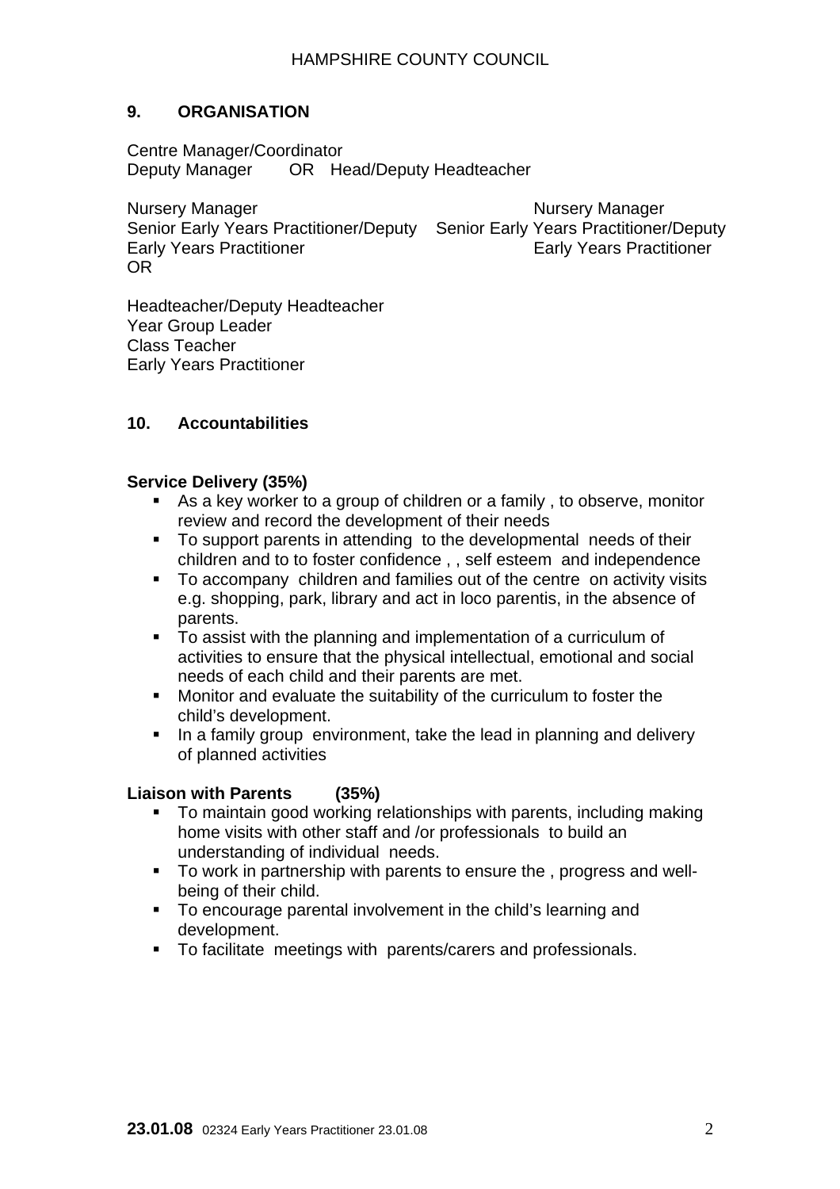## 9. ORGANISATION

Centre Manager/Coordinator
Deputy Manager OR Head/Deputy Headteacher

| | |
|---|---|
| Nursery Manager | Nursery Manager |
| Senior Early Years Practitioner/Deputy | Senior Early Years Practitioner/Deputy |
| Early Years Practitioner | Early Years Practitioner |

OR

Headteacher/Deputy Headteacher
Year Group Leader
Class Teacher
Early Years Practitioner

## 10. Accountabilities

**Service Delivery (35%)**

- As a key worker to a group of children or a family , to observe, monitor review and record the development of their needs
- To support parents in attending to the developmental needs of their children and to to foster confidence , , self esteem and independence
- To accompany children and families out of the centre on activity visits e.g. shopping, park, library and act in loco parentis, in the absence of parents.
- To assist with the planning and implementation of a curriculum of activities to ensure that the physical intellectual, emotional and social needs of each child and their parents are met.
- Monitor and evaluate the suitability of the curriculum to foster the child's development.
- In a family group environment, take the lead in planning and delivery of planned activities

**Liaison with Parents (35%)**

- To maintain good working relationships with parents, including making home visits with other staff and /or professionals to build an understanding of individual needs.
- To work in partnership with parents to ensure the , progress and well-being of their child.
- To encourage parental involvement in the child's learning and development.
- To facilitate meetings with parents/carers and professionals.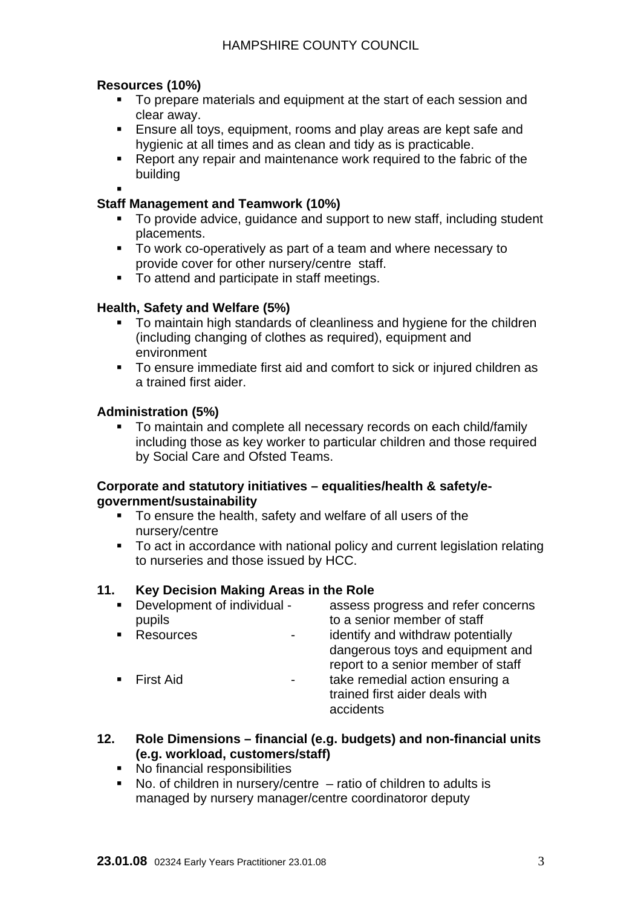**Resources (10%)**

- To prepare materials and equipment at the start of each session and clear away.
- Ensure all toys, equipment, rooms and play areas are kept safe and hygienic at all times and as clean and tidy as is practicable.
- Report any repair and maintenance work required to the fabric of the building

**Staff Management and Teamwork (10%)**

- To provide advice, guidance and support to new staff, including student placements.
- To work co-operatively as part of a team and where necessary to provide cover for other nursery/centre staff.
- To attend and participate in staff meetings.

**Health, Safety and Welfare (5%)**

- To maintain high standards of cleanliness and hygiene for the children (including changing of clothes as required), equipment and environment
- To ensure immediate first aid and comfort to sick or injured children as a trained first aider.

**Administration (5%)**

- To maintain and complete all necessary records on each child/family including those as key worker to particular children and those required by Social Care and Ofsted Teams.

**Corporate and statutory initiatives – equalities/health & safety/e-government/sustainability**

- To ensure the health, safety and welfare of all users of the nursery/centre
- To act in accordance with national policy and current legislation relating to nurseries and those issued by HCC.

## 11. Key Decision Making Areas in the Role

- Development of individual pupils - assess progress and refer concerns to a senior member of staff
- Resources - identify and withdraw potentially dangerous toys and equipment and report to a senior member of staff
- First Aid - take remedial action ensuring a trained first aider deals with accidents

## 12. Role Dimensions – financial (e.g. budgets) and non-financial units (e.g. workload, customers/staff)

- No financial responsibilities
- No. of children in nursery/centre – ratio of children to adults is managed by nursery manager/centre coordinatoror deputy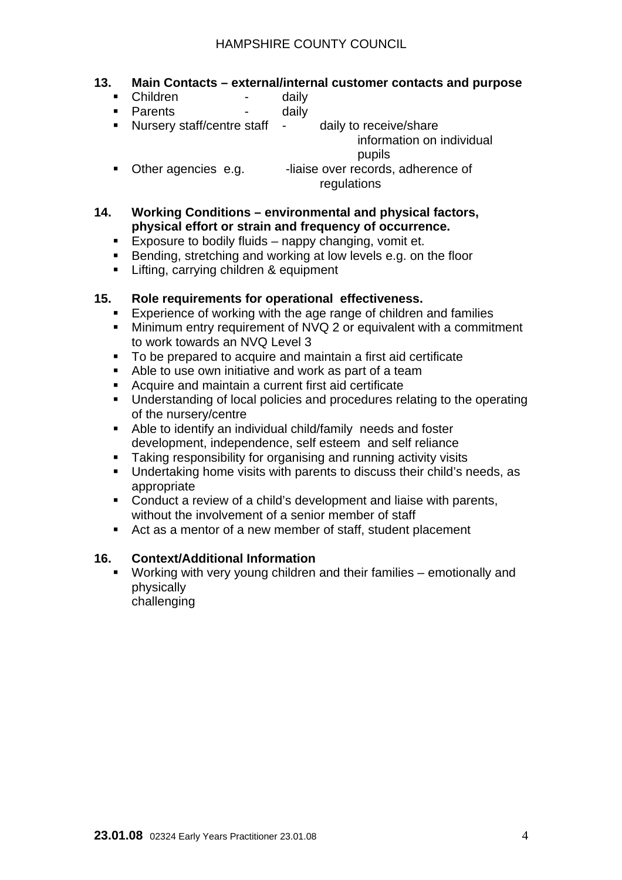## 13. Main Contacts – external/internal customer contacts and purpose

- Children - daily
- Parents - daily
- Nursery staff/centre staff - daily to receive/share information on individual pupils
- Other agencies e.g. -liaise over records, adherence of regulations

## 14. Working Conditions – environmental and physical factors, physical effort or strain and frequency of occurrence.

- Exposure to bodily fluids – nappy changing, vomit et.
- Bending, stretching and working at low levels e.g. on the floor
- Lifting, carrying children & equipment

## 15. Role requirements for operational effectiveness.

- Experience of working with the age range of children and families
- Minimum entry requirement of NVQ 2 or equivalent with a commitment to work towards an NVQ Level 3
- To be prepared to acquire and maintain a first aid certificate
- Able to use own initiative and work as part of a team
- Acquire and maintain a current first aid certificate
- Understanding of local policies and procedures relating to the operating of the nursery/centre
- Able to identify an individual child/family needs and foster development, independence, self esteem and self reliance
- Taking responsibility for organising and running activity visits
- Undertaking home visits with parents to discuss their child's needs, as appropriate
- Conduct a review of a child's development and liaise with parents, without the involvement of a senior member of staff
- Act as a mentor of a new member of staff, student placement

## 16. Context/Additional Information

- Working with very young children and their families – emotionally and physically challenging